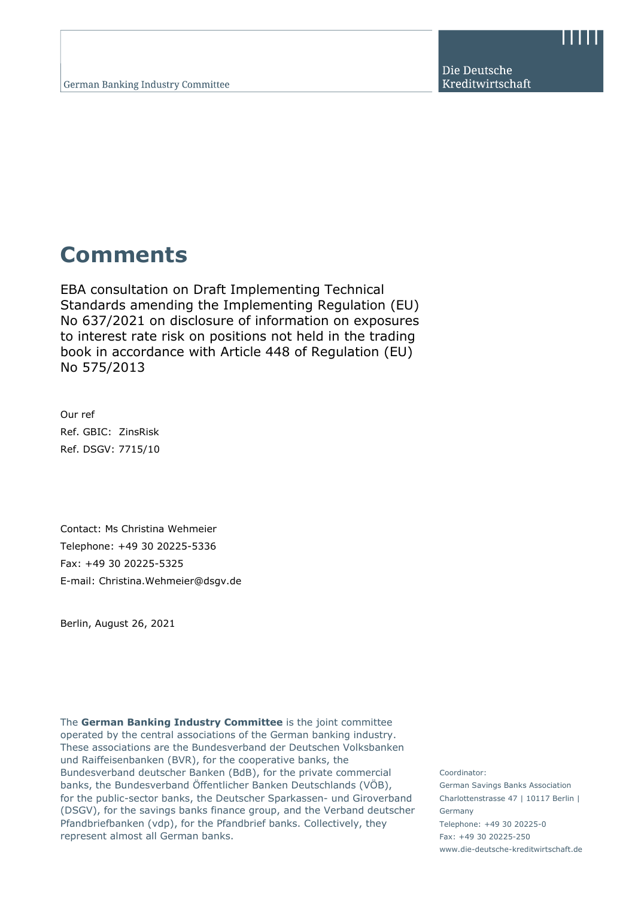German Banking Industry Committee

Die Deutsche Kreditwirtschaft

# Comments

EBA consultation on Draft Implementing Technical Standards amending the Implementing Regulation (EU) No 637/2021 on disclosure of information on exposures to interest rate risk on positions not held in the trading book in accordance with Article 448 of Regulation (EU) No 575/2013

Our ref
Ref. GBIC: ZinsRisk
Ref. DSGV: 7715/10

Contact: Ms Christina Wehmeier
Telephone: +49 30 20225-5336
Fax: +49 30 20225-5325
E-mail: Christina.Wehmeier@dsgv.de

Berlin, August 26, 2021

The **German Banking Industry Committee** is the joint committee operated by the central associations of the German banking industry. These associations are the Bundesverband der Deutschen Volksbanken und Raiffeisenbanken (BVR), for the cooperative banks, the Bundesverband deutscher Banken (BdB), for the private commercial banks, the Bundesverband Öffentlicher Banken Deutschlands (VÖB), for the public-sector banks, the Deutscher Sparkassen- und Giroverband (DSGV), for the savings banks finance group, and the Verband deutscher Pfandbriefbanken (vdp), for the Pfandbrief banks. Collectively, they represent almost all German banks.

Coordinator:
German Savings Banks Association
Charlottenstrasse 47 | 10117 Berlin | Germany
Telephone: +49 30 20225-0
Fax: +49 30 20225-250
www.die-deutsche-kreditwirtschaft.de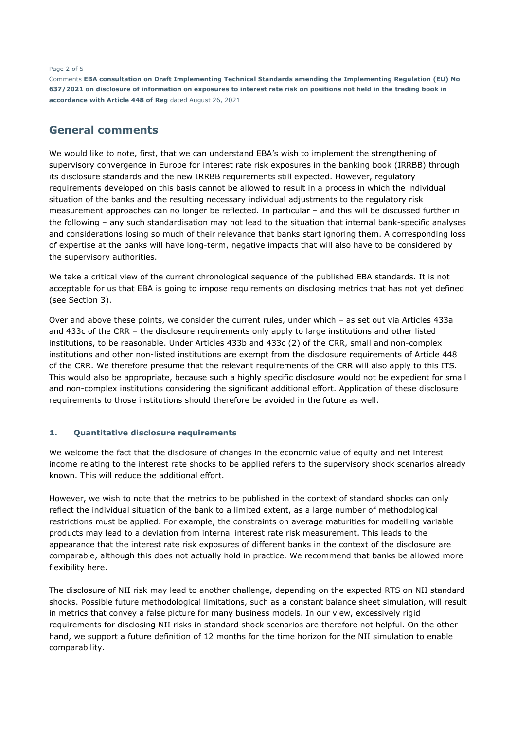## General comments

We would like to note, first, that we can understand EBA's wish to implement the strengthening of supervisory convergence in Europe for interest rate risk exposures in the banking book (IRRBB) through its disclosure standards and the new IRRBB requirements still expected. However, regulatory requirements developed on this basis cannot be allowed to result in a process in which the individual situation of the banks and the resulting necessary individual adjustments to the regulatory risk measurement approaches can no longer be reflected. In particular – and this will be discussed further in the following – any such standardisation may not lead to the situation that internal bank-specific analyses and considerations losing so much of their relevance that banks start ignoring them. A corresponding loss of expertise at the banks will have long-term, negative impacts that will also have to be considered by the supervisory authorities.

We take a critical view of the current chronological sequence of the published EBA standards. It is not acceptable for us that EBA is going to impose requirements on disclosing metrics that has not yet defined (see Section 3).

Over and above these points, we consider the current rules, under which – as set out via Articles 433a and 433c of the CRR – the disclosure requirements only apply to large institutions and other listed institutions, to be reasonable. Under Articles 433b and 433c (2) of the CRR, small and non-complex institutions and other non-listed institutions are exempt from the disclosure requirements of Article 448 of the CRR. We therefore presume that the relevant requirements of the CRR will also apply to this ITS. This would also be appropriate, because such a highly specific disclosure would not be expedient for small and non-complex institutions considering the significant additional effort. Application of these disclosure requirements to those institutions should therefore be avoided in the future as well.

### 1. Quantitative disclosure requirements

We welcome the fact that the disclosure of changes in the economic value of equity and net interest income relating to the interest rate shocks to be applied refers to the supervisory shock scenarios already known. This will reduce the additional effort.

However, we wish to note that the metrics to be published in the context of standard shocks can only reflect the individual situation of the bank to a limited extent, as a large number of methodological restrictions must be applied. For example, the constraints on average maturities for modelling variable products may lead to a deviation from internal interest rate risk measurement. This leads to the appearance that the interest rate risk exposures of different banks in the context of the disclosure are comparable, although this does not actually hold in practice. We recommend that banks be allowed more flexibility here.

The disclosure of NII risk may lead to another challenge, depending on the expected RTS on NII standard shocks. Possible future methodological limitations, such as a constant balance sheet simulation, will result in metrics that convey a false picture for many business models. In our view, excessively rigid requirements for disclosing NII risks in standard shock scenarios are therefore not helpful. On the other hand, we support a future definition of 12 months for the time horizon for the NII simulation to enable comparability.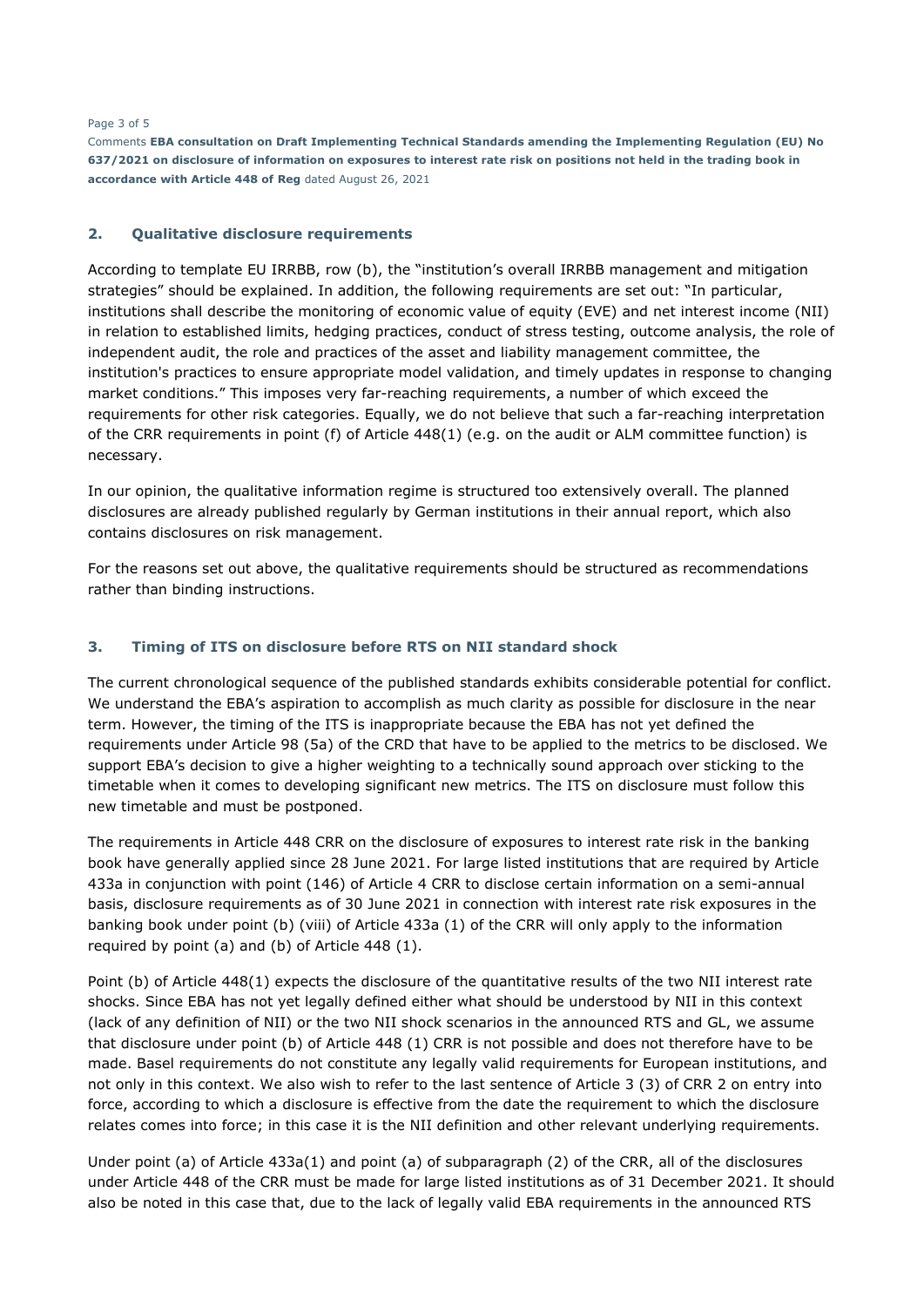## 2. Qualitative disclosure requirements

According to template EU IRRBB, row (b), the "institution's overall IRRBB management and mitigation strategies" should be explained. In addition, the following requirements are set out: "In particular, institutions shall describe the monitoring of economic value of equity (EVE) and net interest income (NII) in relation to established limits, hedging practices, conduct of stress testing, outcome analysis, the role of independent audit, the role and practices of the asset and liability management committee, the institution's practices to ensure appropriate model validation, and timely updates in response to changing market conditions." This imposes very far-reaching requirements, a number of which exceed the requirements for other risk categories. Equally, we do not believe that such a far-reaching interpretation of the CRR requirements in point (f) of Article 448(1) (e.g. on the audit or ALM committee function) is necessary.

In our opinion, the qualitative information regime is structured too extensively overall. The planned disclosures are already published regularly by German institutions in their annual report, which also contains disclosures on risk management.

For the reasons set out above, the qualitative requirements should be structured as recommendations rather than binding instructions.

## 3. Timing of ITS on disclosure before RTS on NII standard shock

The current chronological sequence of the published standards exhibits considerable potential for conflict. We understand the EBA's aspiration to accomplish as much clarity as possible for disclosure in the near term. However, the timing of the ITS is inappropriate because the EBA has not yet defined the requirements under Article 98 (5a) of the CRD that have to be applied to the metrics to be disclosed. We support EBA's decision to give a higher weighting to a technically sound approach over sticking to the timetable when it comes to developing significant new metrics. The ITS on disclosure must follow this new timetable and must be postponed.

The requirements in Article 448 CRR on the disclosure of exposures to interest rate risk in the banking book have generally applied since 28 June 2021. For large listed institutions that are required by Article 433a in conjunction with point (146) of Article 4 CRR to disclose certain information on a semi-annual basis, disclosure requirements as of 30 June 2021 in connection with interest rate risk exposures in the banking book under point (b) (viii) of Article 433a (1) of the CRR will only apply to the information required by point (a) and (b) of Article 448 (1).

Point (b) of Article 448(1) expects the disclosure of the quantitative results of the two NII interest rate shocks. Since EBA has not yet legally defined either what should be understood by NII in this context (lack of any definition of NII) or the two NII shock scenarios in the announced RTS and GL, we assume that disclosure under point (b) of Article 448 (1) CRR is not possible and does not therefore have to be made. Basel requirements do not constitute any legally valid requirements for European institutions, and not only in this context. We also wish to refer to the last sentence of Article 3 (3) of CRR 2 on entry into force, according to which a disclosure is effective from the date the requirement to which the disclosure relates comes into force; in this case it is the NII definition and other relevant underlying requirements.

Under point (a) of Article 433a(1) and point (a) of subparagraph (2) of the CRR, all of the disclosures under Article 448 of the CRR must be made for large listed institutions as of 31 December 2021. It should also be noted in this case that, due to the lack of legally valid EBA requirements in the announced RTS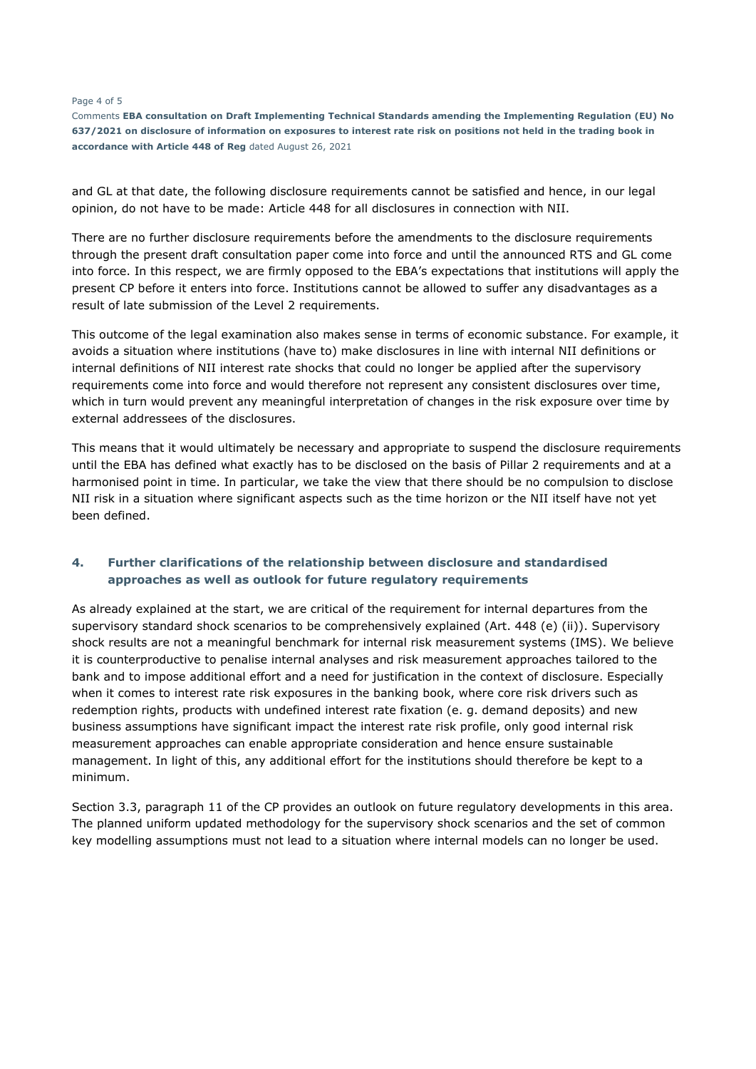and GL at that date, the following disclosure requirements cannot be satisfied and hence, in our legal opinion, do not have to be made: Article 448 for all disclosures in connection with NII.

There are no further disclosure requirements before the amendments to the disclosure requirements through the present draft consultation paper come into force and until the announced RTS and GL come into force. In this respect, we are firmly opposed to the EBA's expectations that institutions will apply the present CP before it enters into force. Institutions cannot be allowed to suffer any disadvantages as a result of late submission of the Level 2 requirements.

This outcome of the legal examination also makes sense in terms of economic substance. For example, it avoids a situation where institutions (have to) make disclosures in line with internal NII definitions or internal definitions of NII interest rate shocks that could no longer be applied after the supervisory requirements come into force and would therefore not represent any consistent disclosures over time, which in turn would prevent any meaningful interpretation of changes in the risk exposure over time by external addressees of the disclosures.

This means that it would ultimately be necessary and appropriate to suspend the disclosure requirements until the EBA has defined what exactly has to be disclosed on the basis of Pillar 2 requirements and at a harmonised point in time. In particular, we take the view that there should be no compulsion to disclose NII risk in a situation where significant aspects such as the time horizon or the NII itself have not yet been defined.

## 4. Further clarifications of the relationship between disclosure and standardised approaches as well as outlook for future regulatory requirements

As already explained at the start, we are critical of the requirement for internal departures from the supervisory standard shock scenarios to be comprehensively explained (Art. 448 (e) (ii)). Supervisory shock results are not a meaningful benchmark for internal risk measurement systems (IMS). We believe it is counterproductive to penalise internal analyses and risk measurement approaches tailored to the bank and to impose additional effort and a need for justification in the context of disclosure. Especially when it comes to interest rate risk exposures in the banking book, where core risk drivers such as redemption rights, products with undefined interest rate fixation (e. g. demand deposits) and new business assumptions have significant impact the interest rate risk profile, only good internal risk measurement approaches can enable appropriate consideration and hence ensure sustainable management. In light of this, any additional effort for the institutions should therefore be kept to a minimum.

Section 3.3, paragraph 11 of the CP provides an outlook on future regulatory developments in this area. The planned uniform updated methodology for the supervisory shock scenarios and the set of common key modelling assumptions must not lead to a situation where internal models can no longer be used.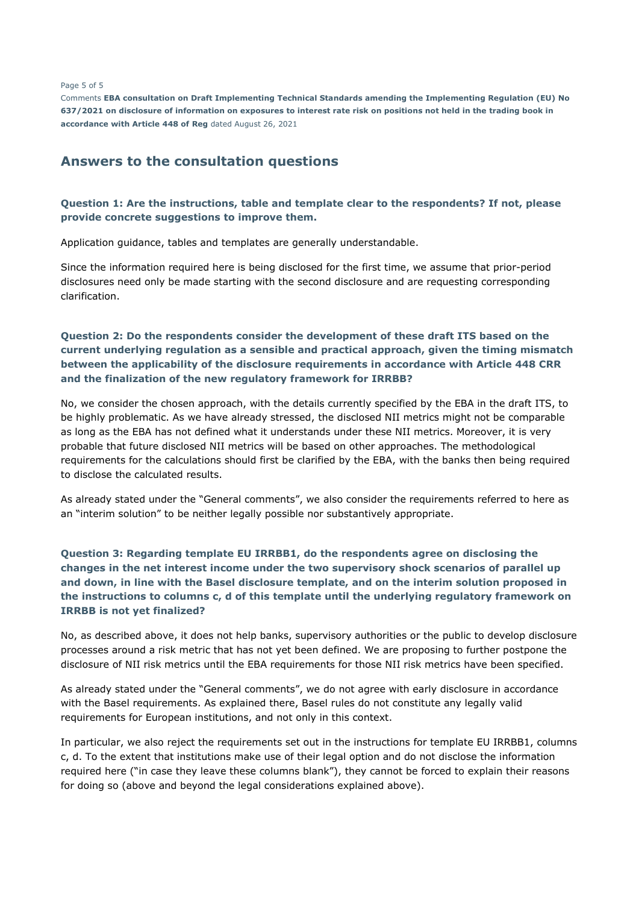## Answers to the consultation questions

**Question 1: Are the instructions, table and template clear to the respondents? If not, please provide concrete suggestions to improve them.**

Application guidance, tables and templates are generally understandable.

Since the information required here is being disclosed for the first time, we assume that prior-period disclosures need only be made starting with the second disclosure and are requesting corresponding clarification.

**Question 2: Do the respondents consider the development of these draft ITS based on the current underlying regulation as a sensible and practical approach, given the timing mismatch between the applicability of the disclosure requirements in accordance with Article 448 CRR and the finalization of the new regulatory framework for IRRBB?**

No, we consider the chosen approach, with the details currently specified by the EBA in the draft ITS, to be highly problematic. As we have already stressed, the disclosed NII metrics might not be comparable as long as the EBA has not defined what it understands under these NII metrics. Moreover, it is very probable that future disclosed NII metrics will be based on other approaches. The methodological requirements for the calculations should first be clarified by the EBA, with the banks then being required to disclose the calculated results.

As already stated under the "General comments", we also consider the requirements referred to here as an "interim solution" to be neither legally possible nor substantively appropriate.

**Question 3: Regarding template EU IRRBB1, do the respondents agree on disclosing the changes in the net interest income under the two supervisory shock scenarios of parallel up and down, in line with the Basel disclosure template, and on the interim solution proposed in the instructions to columns c, d of this template until the underlying regulatory framework on IRRBB is not yet finalized?**

No, as described above, it does not help banks, supervisory authorities or the public to develop disclosure processes around a risk metric that has not yet been defined. We are proposing to further postpone the disclosure of NII risk metrics until the EBA requirements for those NII risk metrics have been specified.

As already stated under the "General comments", we do not agree with early disclosure in accordance with the Basel requirements. As explained there, Basel rules do not constitute any legally valid requirements for European institutions, and not only in this context.

In particular, we also reject the requirements set out in the instructions for template EU IRRBB1, columns c, d. To the extent that institutions make use of their legal option and do not disclose the information required here ("in case they leave these columns blank"), they cannot be forced to explain their reasons for doing so (above and beyond the legal considerations explained above).